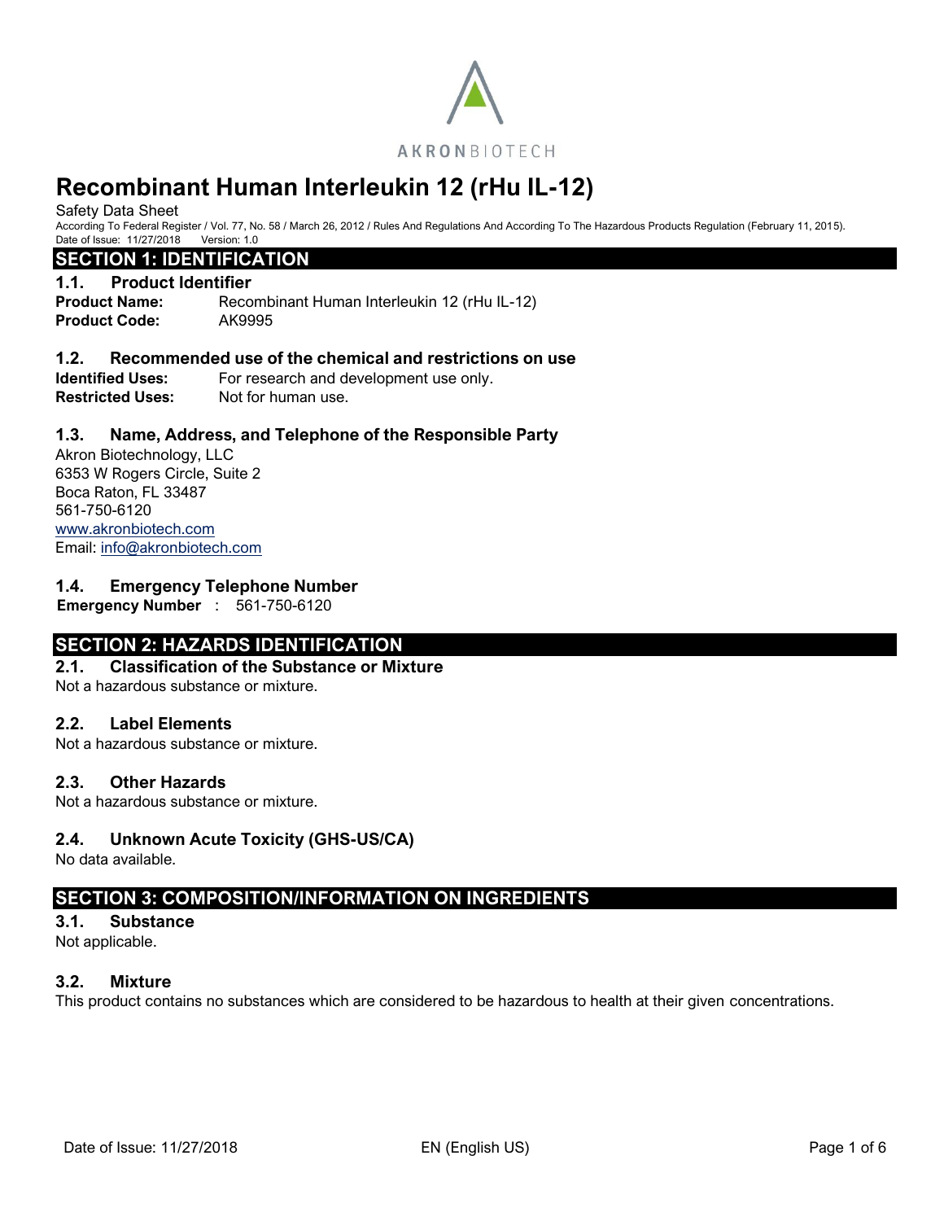AKRONBIOTECH

# Recombinant Human Interleukin 12 (rHu IL-12)

Safety Data Sheet

According To Federal Register / Vol. 77, No. 58 / March 26, 2012 / Rules And Regulations And According To The Hazardous Products Regulation (February 11, 2015).

Date of Issue: 11/27/2018 Version: 1.0

## SECTION 1: IDENTIFICATION

### 1.1. Product Identifier

**Product Name:** Recombinant Human Interleukin 12 (rHu IL-12)

**Product Code:** AK9995

### 1.2. Recommended use of the chemical and restrictions on use

**Identified Uses:** For research and development use only.

**Restricted Uses:** Not for human use.

### 1.3. Name, Address, and Telephone of the Responsible Party

Akron Biotechnology, LLC
6353 W Rogers Circle, Suite 2
Boca Raton, FL 33487
561-750-6120
www.akronbiotech.com
Email: info@akronbiotech.com

### 1.4. Emergency Telephone Number

**Emergency Number** : 561-750-6120

## SECTION 2: HAZARDS IDENTIFICATION

### 2.1. Classification of the Substance or Mixture

Not a hazardous substance or mixture.

### 2.2. Label Elements

Not a hazardous substance or mixture.

### 2.3. Other Hazards

Not a hazardous substance or mixture.

### 2.4. Unknown Acute Toxicity (GHS-US/CA)

No data available.

## SECTION 3: COMPOSITION/INFORMATION ON INGREDIENTS

### 3.1. Substance

Not applicable.

### 3.2. Mixture

This product contains no substances which are considered to be hazardous to health at their given concentrations.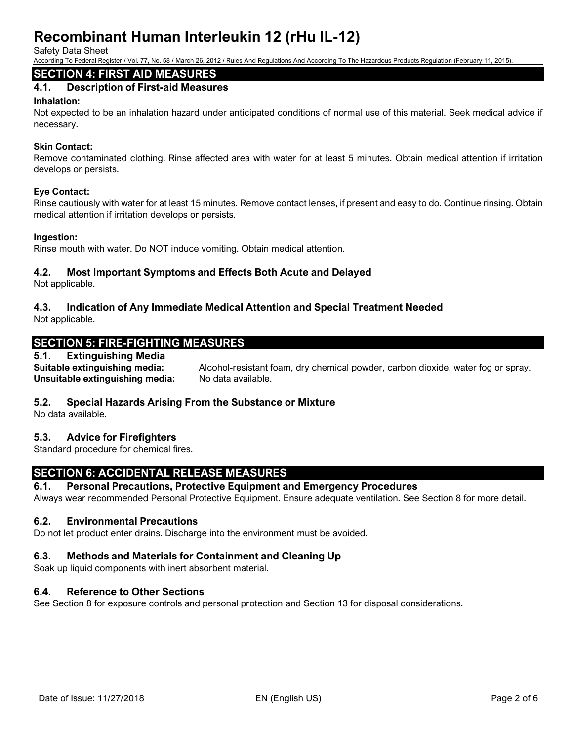## SECTION 4: FIRST AID MEASURES

### 4.1. Description of First-aid Measures

**Inhalation:**
Not expected to be an inhalation hazard under anticipated conditions of normal use of this material. Seek medical advice if necessary.

**Skin Contact:**
Remove contaminated clothing. Rinse affected area with water for at least 5 minutes. Obtain medical attention if irritation develops or persists.

**Eye Contact:**
Rinse cautiously with water for at least 15 minutes. Remove contact lenses, if present and easy to do. Continue rinsing. Obtain medical attention if irritation develops or persists.

**Ingestion:**
Rinse mouth with water. Do NOT induce vomiting. Obtain medical attention.

### 4.2. Most Important Symptoms and Effects Both Acute and Delayed

Not applicable.

### 4.3. Indication of Any Immediate Medical Attention and Special Treatment Needed

Not applicable.

## SECTION 5: FIRE-FIGHTING MEASURES

### 5.1. Extinguishing Media

**Suitable extinguishing media:** Alcohol-resistant foam, dry chemical powder, carbon dioxide, water fog or spray.
**Unsuitable extinguishing media:** No data available.

### 5.2. Special Hazards Arising From the Substance or Mixture

No data available.

### 5.3. Advice for Firefighters

Standard procedure for chemical fires.

## SECTION 6: ACCIDENTAL RELEASE MEASURES

### 6.1. Personal Precautions, Protective Equipment and Emergency Procedures

Always wear recommended Personal Protective Equipment. Ensure adequate ventilation. See Section 8 for more detail.

### 6.2. Environmental Precautions

Do not let product enter drains. Discharge into the environment must be avoided.

### 6.3. Methods and Materials for Containment and Cleaning Up

Soak up liquid components with inert absorbent material.

### 6.4. Reference to Other Sections

See Section 8 for exposure controls and personal protection and Section 13 for disposal considerations.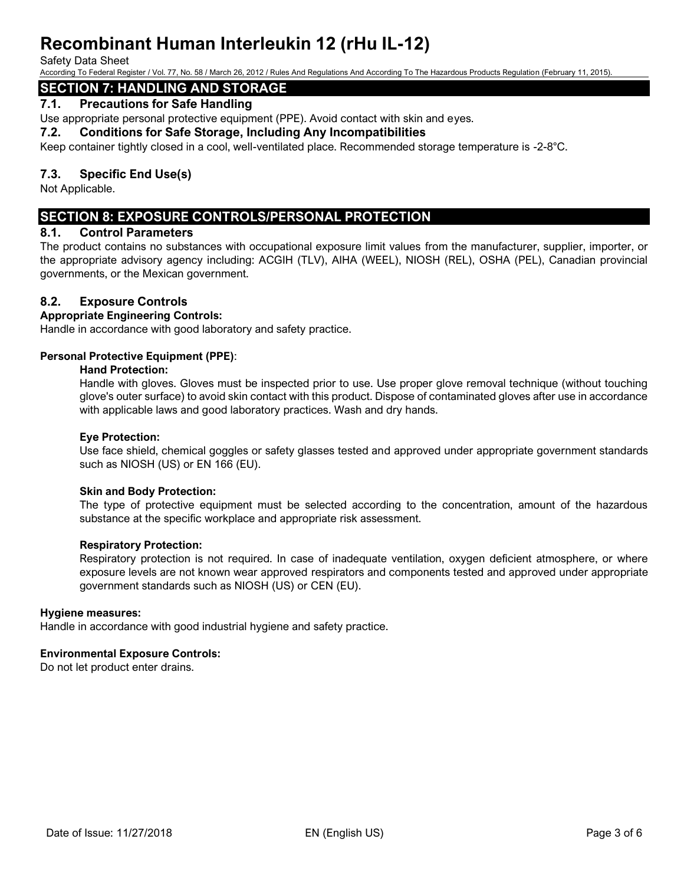## SECTION 7: HANDLING AND STORAGE

### 7.1. Precautions for Safe Handling

Use appropriate personal protective equipment (PPE). Avoid contact with skin and eyes.

### 7.2. Conditions for Safe Storage, Including Any Incompatibilities

Keep container tightly closed in a cool, well-ventilated place. Recommended storage temperature is -2-8°C.

### 7.3. Specific End Use(s)

Not Applicable.

## SECTION 8: EXPOSURE CONTROLS/PERSONAL PROTECTION

### 8.1. Control Parameters

The product contains no substances with occupational exposure limit values from the manufacturer, supplier, importer, or the appropriate advisory agency including: ACGIH (TLV), AIHA (WEEL), NIOSH (REL), OSHA (PEL), Canadian provincial governments, or the Mexican government.

### 8.2. Exposure Controls

**Appropriate Engineering Controls:**

Handle in accordance with good laboratory and safety practice.

**Personal Protective Equipment (PPE)**:

**Hand Protection:**

Handle with gloves. Gloves must be inspected prior to use. Use proper glove removal technique (without touching glove's outer surface) to avoid skin contact with this product. Dispose of contaminated gloves after use in accordance with applicable laws and good laboratory practices. Wash and dry hands.

**Eye Protection:**

Use face shield, chemical goggles or safety glasses tested and approved under appropriate government standards such as NIOSH (US) or EN 166 (EU).

**Skin and Body Protection:**

The type of protective equipment must be selected according to the concentration, amount of the hazardous substance at the specific workplace and appropriate risk assessment.

**Respiratory Protection:**

Respiratory protection is not required. In case of inadequate ventilation, oxygen deficient atmosphere, or where exposure levels are not known wear approved respirators and components tested and approved under appropriate government standards such as NIOSH (US) or CEN (EU).

**Hygiene measures:**

Handle in accordance with good industrial hygiene and safety practice.

**Environmental Exposure Controls:**

Do not let product enter drains.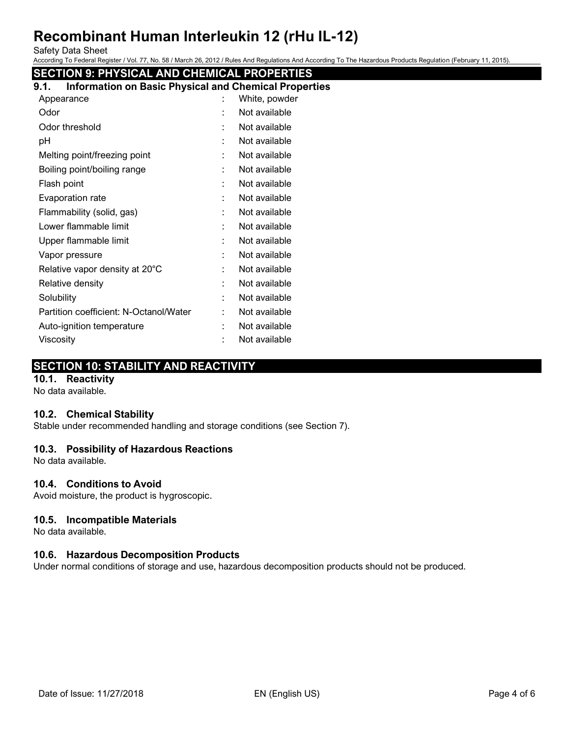## SECTION 9: PHYSICAL AND CHEMICAL PROPERTIES

### 9.1. Information on Basic Physical and Chemical Properties

| | | |
|---|---|---|
| Appearance | : | White, powder |
| Odor | : | Not available |
| Odor threshold | : | Not available |
| pH | : | Not available |
| Melting point/freezing point | : | Not available |
| Boiling point/boiling range | : | Not available |
| Flash point | : | Not available |
| Evaporation rate | : | Not available |
| Flammability (solid, gas) | : | Not available |
| Lower flammable limit | : | Not available |
| Upper flammable limit | : | Not available |
| Vapor pressure | : | Not available |
| Relative vapor density at 20°C | : | Not available |
| Relative density | : | Not available |
| Solubility | : | Not available |
| Partition coefficient: N-Octanol/Water | : | Not available |
| Auto-ignition temperature | : | Not available |
| Viscosity | : | Not available |

## SECTION 10: STABILITY AND REACTIVITY

### 10.1. Reactivity

No data available.

### 10.2. Chemical Stability

Stable under recommended handling and storage conditions (see Section 7).

### 10.3. Possibility of Hazardous Reactions

No data available.

### 10.4. Conditions to Avoid

Avoid moisture, the product is hygroscopic.

### 10.5. Incompatible Materials

No data available.

### 10.6. Hazardous Decomposition Products

Under normal conditions of storage and use, hazardous decomposition products should not be produced.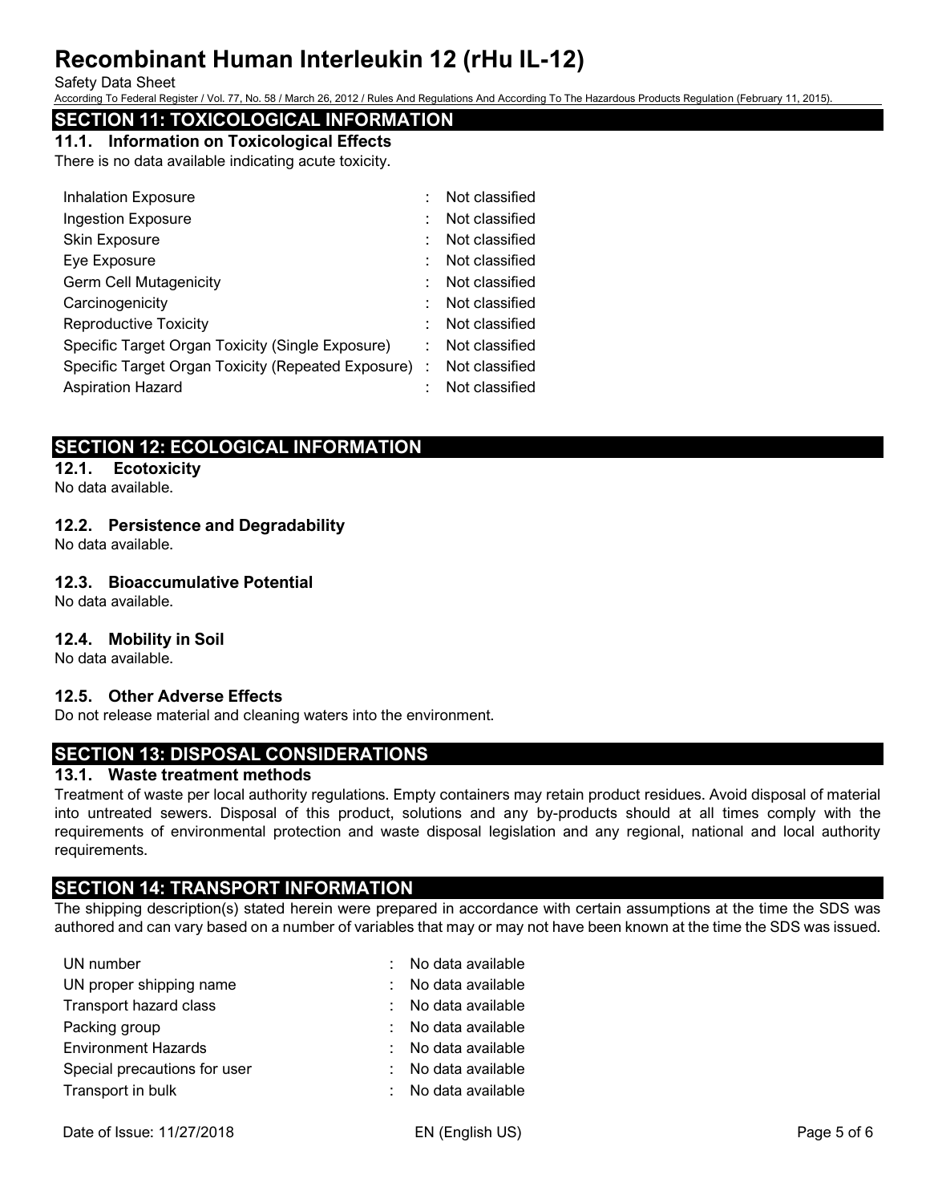## SECTION 11: TOXICOLOGICAL INFORMATION

### 11.1. Information on Toxicological Effects

There is no data available indicating acute toxicity.

| | | |
|---|---|---|
| Inhalation Exposure | : | Not classified |
| Ingestion Exposure | : | Not classified |
| Skin Exposure | : | Not classified |
| Eye Exposure | : | Not classified |
| Germ Cell Mutagenicity | : | Not classified |
| Carcinogenicity | : | Not classified |
| Reproductive Toxicity | : | Not classified |
| Specific Target Organ Toxicity (Single Exposure) | : | Not classified |
| Specific Target Organ Toxicity (Repeated Exposure) | : | Not classified |
| Aspiration Hazard | : | Not classified |

## SECTION 12: ECOLOGICAL INFORMATION

### 12.1. Ecotoxicity

No data available.

### 12.2. Persistence and Degradability

No data available.

### 12.3. Bioaccumulative Potential

No data available.

### 12.4. Mobility in Soil

No data available.

### 12.5. Other Adverse Effects

Do not release material and cleaning waters into the environment.

## SECTION 13: DISPOSAL CONSIDERATIONS

### 13.1. Waste treatment methods

Treatment of waste per local authority regulations. Empty containers may retain product residues. Avoid disposal of material into untreated sewers. Disposal of this product, solutions and any by-products should at all times comply with the requirements of environmental protection and waste disposal legislation and any regional, national and local authority requirements.

## SECTION 14: TRANSPORT INFORMATION

The shipping description(s) stated herein were prepared in accordance with certain assumptions at the time the SDS was authored and can vary based on a number of variables that may or may not have been known at the time the SDS was issued.

| | | |
|---|---|---|
| UN number | : | No data available |
| UN proper shipping name | : | No data available |
| Transport hazard class | : | No data available |
| Packing group | : | No data available |
| Environment Hazards | : | No data available |
| Special precautions for user | : | No data available |
| Transport in bulk | : | No data available |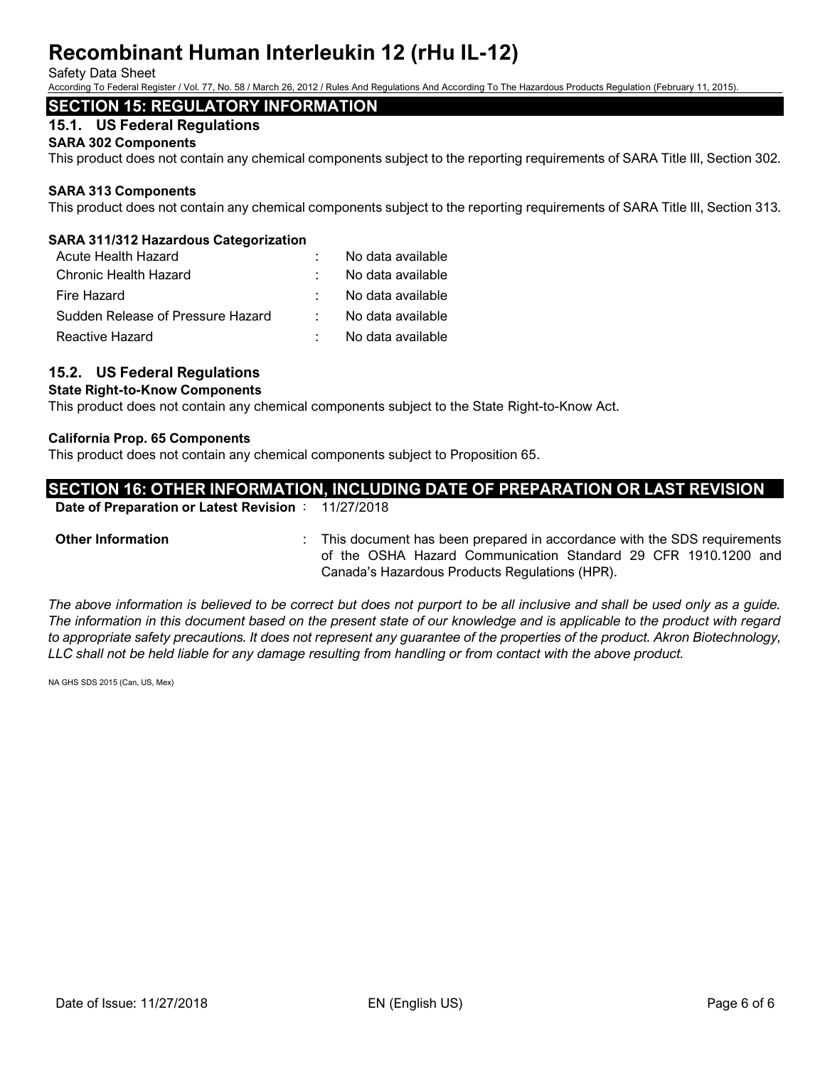## SECTION 15: REGULATORY INFORMATION

### 15.1. US Federal Regulations

**SARA 302 Components**

This product does not contain any chemical components subject to the reporting requirements of SARA Title III, Section 302.

**SARA 313 Components**

This product does not contain any chemical components subject to the reporting requirements of SARA Title III, Section 313.

**SARA 311/312 Hazardous Categorization**

| | | |
|---|---|---|
| Acute Health Hazard | : | No data available |
| Chronic Health Hazard | : | No data available |
| Fire Hazard | : | No data available |
| Sudden Release of Pressure Hazard | : | No data available |
| Reactive Hazard | : | No data available |

### 15.2. US Federal Regulations

**State Right-to-Know Components**

This product does not contain any chemical components subject to the State Right-to-Know Act.

**California Prop. 65 Components**

This product does not contain any chemical components subject to Proposition 65.

## SECTION 16: OTHER INFORMATION, INCLUDING DATE OF PREPARATION OR LAST REVISION

**Date of Preparation or Latest Revision** : 11/27/2018

**Other Information** : This document has been prepared in accordance with the SDS requirements of the OSHA Hazard Communication Standard 29 CFR 1910.1200 and Canada's Hazardous Products Regulations (HPR).

*The above information is believed to be correct but does not purport to be all inclusive and shall be used only as a guide. The information in this document based on the present state of our knowledge and is applicable to the product with regard to appropriate safety precautions. It does not represent any guarantee of the properties of the product. Akron Biotechnology, LLC shall not be held liable for any damage resulting from handling or from contact with the above product.*

NA GHS SDS 2015 (Can, US, Mex)